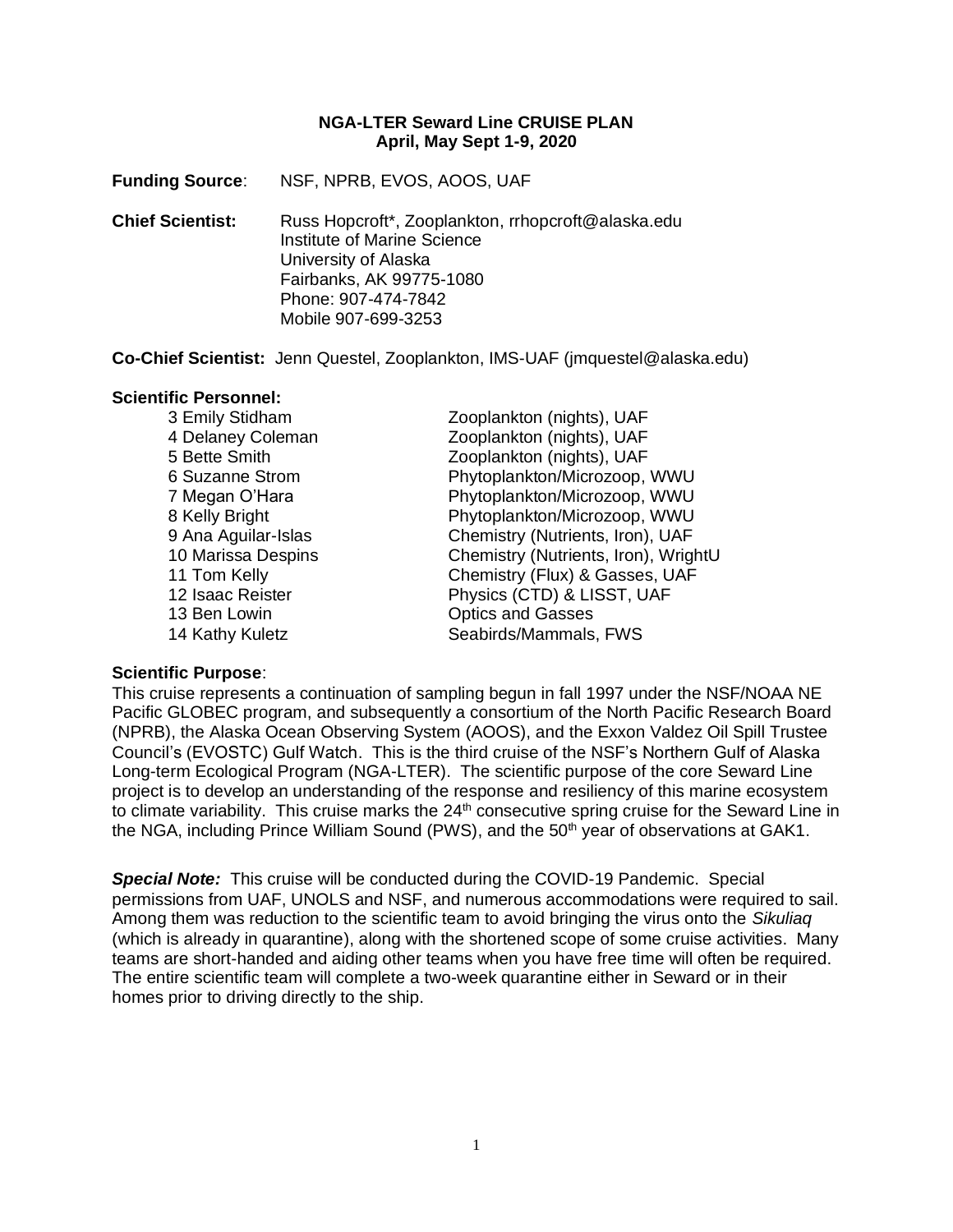# NGA-LTER Seward Line CRUISE PLAN
## April, May Sept 1-9, 2020

**Funding Source**: NSF, NPRB, EVOS, AOOS, UAF

**Chief Scientist:** Russ Hopcroft*, Zooplankton, rrhopcroft@alaska.edu
Institute of Marine Science
University of Alaska
Fairbanks, AK 99775-1080
Phone: 907-474-7842
Mobile 907-699-3253

**Co-Chief Scientist:** Jenn Questel, Zooplankton, IMS-UAF (jmquestel@alaska.edu)

**Scientific Personnel:**

| | |
|---|---|
| 3 Emily Stidham | Zooplankton (nights), UAF |
| 4 Delaney Coleman | Zooplankton (nights), UAF |
| 5 Bette Smith | Zooplankton (nights), UAF |
| 6 Suzanne Strom | Phytoplankton/Microzoop, WWU |
| 7 Megan O'Hara | Phytoplankton/Microzoop, WWU |
| 8 Kelly Bright | Phytoplankton/Microzoop, WWU |
| 9 Ana Aguilar-Islas | Chemistry (Nutrients, Iron), UAF |
| 10 Marissa Despins | Chemistry (Nutrients, Iron), WrightU |
| 11 Tom Kelly | Chemistry (Flux) & Gasses, UAF |
| 12 Isaac Reister | Physics (CTD) & LISST, UAF |
| 13 Ben Lowin | Optics and Gasses |
| 14 Kathy Kuletz | Seabirds/Mammals, FWS |

**Scientific Purpose**:
This cruise represents a continuation of sampling begun in fall 1997 under the NSF/NOAA NE Pacific GLOBEC program, and subsequently a consortium of the North Pacific Research Board (NPRB), the Alaska Ocean Observing System (AOOS), and the Exxon Valdez Oil Spill Trustee Council's (EVOSTC) Gulf Watch. This is the third cruise of the NSF's Northern Gulf of Alaska Long-term Ecological Program (NGA-LTER). The scientific purpose of the core Seward Line project is to develop an understanding of the response and resiliency of this marine ecosystem to climate variability. This cruise marks the 24th consecutive spring cruise for the Seward Line in the NGA, including Prince William Sound (PWS), and the 50th year of observations at GAK1.

***Special Note:*** This cruise will be conducted during the COVID-19 Pandemic. Special permissions from UAF, UNOLS and NSF, and numerous accommodations were required to sail. Among them was reduction to the scientific team to avoid bringing the virus onto the *Sikuliaq* (which is already in quarantine), along with the shortened scope of some cruise activities. Many teams are short-handed and aiding other teams when you have free time will often be required. The entire scientific team will complete a two-week quarantine either in Seward or in their homes prior to driving directly to the ship.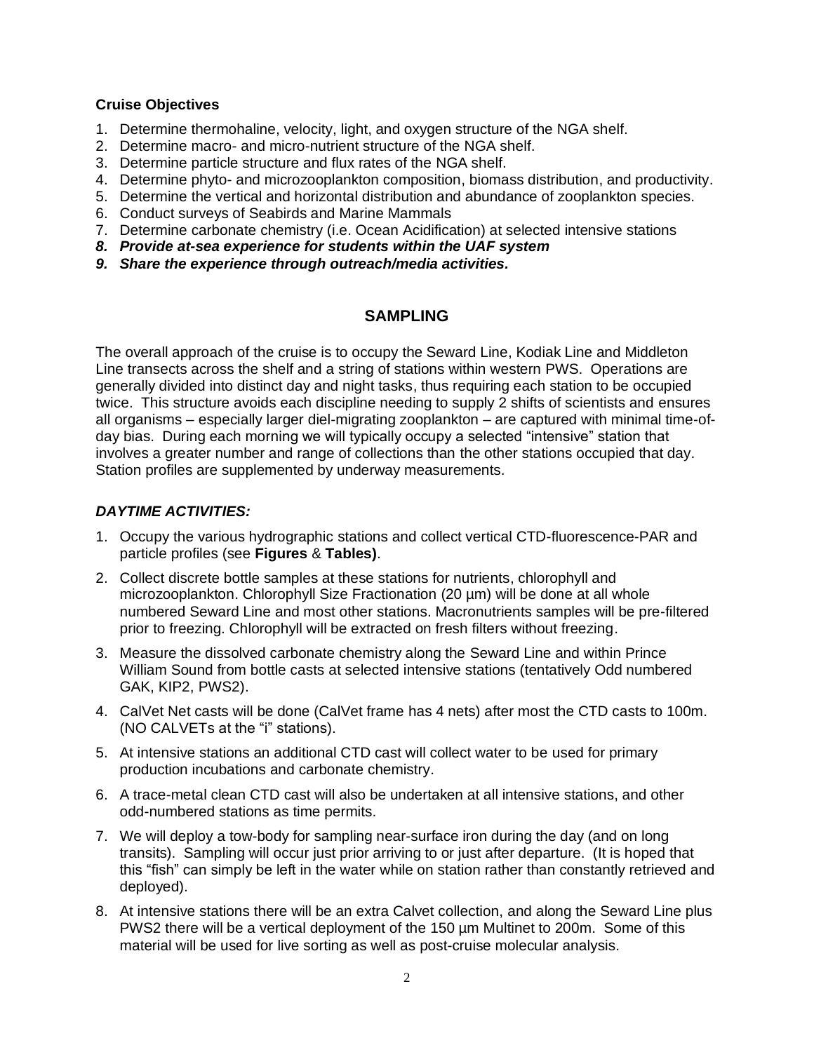**Cruise Objectives**

1. Determine thermohaline, velocity, light, and oxygen structure of the NGA shelf.
2. Determine macro- and micro-nutrient structure of the NGA shelf.
3. Determine particle structure and flux rates of the NGA shelf.
4. Determine phyto- and microzooplankton composition, biomass distribution, and productivity.
5. Determine the vertical and horizontal distribution and abundance of zooplankton species.
6. Conduct surveys of Seabirds and Marine Mammals
7. Determine carbonate chemistry (i.e. Ocean Acidification) at selected intensive stations
8. ***Provide at-sea experience for students within the UAF system***
9. ***Share the experience through outreach/media activities.***

## SAMPLING

The overall approach of the cruise is to occupy the Seward Line, Kodiak Line and Middleton Line transects across the shelf and a string of stations within western PWS. Operations are generally divided into distinct day and night tasks, thus requiring each station to be occupied twice. This structure avoids each discipline needing to supply 2 shifts of scientists and ensures all organisms – especially larger diel-migrating zooplankton – are captured with minimal time-of-day bias. During each morning we will typically occupy a selected "intensive" station that involves a greater number and range of collections than the other stations occupied that day. Station profiles are supplemented by underway measurements.

### *DAYTIME ACTIVITIES:*

1. Occupy the various hydrographic stations and collect vertical CTD-fluorescence-PAR and particle profiles (see **Figures** & **Tables)**.
2. Collect discrete bottle samples at these stations for nutrients, chlorophyll and microzooplankton. Chlorophyll Size Fractionation (20 µm) will be done at all whole numbered Seward Line and most other stations. Macronutrients samples will be pre-filtered prior to freezing. Chlorophyll will be extracted on fresh filters without freezing.
3. Measure the dissolved carbonate chemistry along the Seward Line and within Prince William Sound from bottle casts at selected intensive stations (tentatively Odd numbered GAK, KIP2, PWS2).
4. CalVet Net casts will be done (CalVet frame has 4 nets) after most the CTD casts to 100m. (NO CALVETs at the "i" stations).
5. At intensive stations an additional CTD cast will collect water to be used for primary production incubations and carbonate chemistry.
6. A trace-metal clean CTD cast will also be undertaken at all intensive stations, and other odd-numbered stations as time permits.
7. We will deploy a tow-body for sampling near-surface iron during the day (and on long transits). Sampling will occur just prior arriving to or just after departure. (It is hoped that this "fish" can simply be left in the water while on station rather than constantly retrieved and deployed).
8. At intensive stations there will be an extra Calvet collection, and along the Seward Line plus PWS2 there will be a vertical deployment of the 150 µm Multinet to 200m. Some of this material will be used for live sorting as well as post-cruise molecular analysis.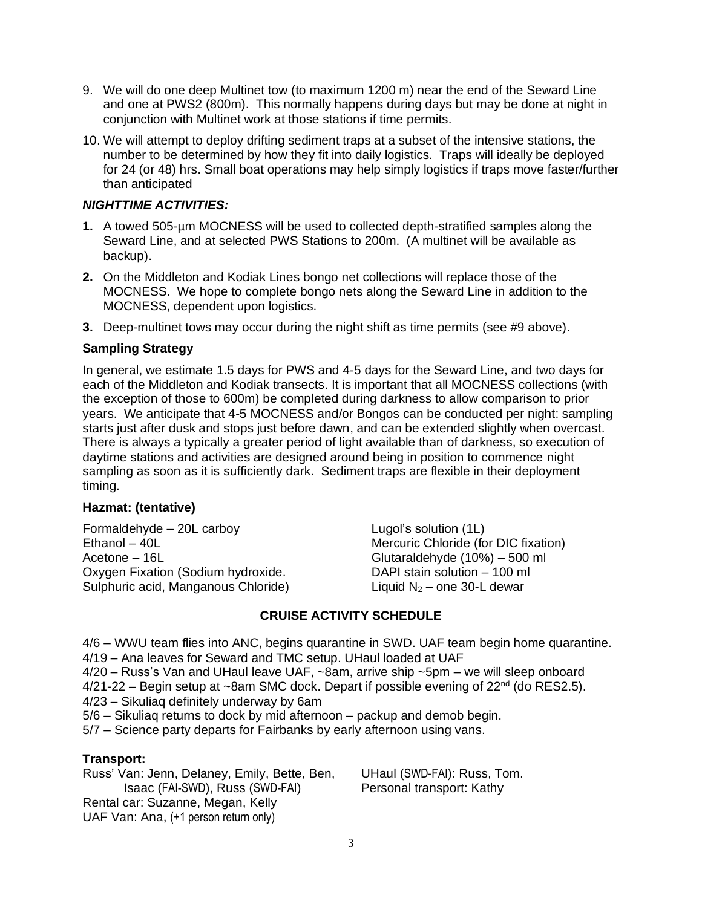9. We will do one deep Multinet tow (to maximum 1200 m) near the end of the Seward Line and one at PWS2 (800m). This normally happens during days but may be done at night in conjunction with Multinet work at those stations if time permits.
10. We will attempt to deploy drifting sediment traps at a subset of the intensive stations, the number to be determined by how they fit into daily logistics. Traps will ideally be deployed for 24 (or 48) hrs. Small boat operations may help simply logistics if traps move faster/further than anticipated

### *NIGHTTIME ACTIVITIES:*

1. A towed 505-µm MOCNESS will be used to collected depth-stratified samples along the Seward Line, and at selected PWS Stations to 200m. (A multinet will be available as backup).
2. On the Middleton and Kodiak Lines bongo net collections will replace those of the MOCNESS. We hope to complete bongo nets along the Seward Line in addition to the MOCNESS, dependent upon logistics.
3. Deep-multinet tows may occur during the night shift as time permits (see #9 above).

### Sampling Strategy

In general, we estimate 1.5 days for PWS and 4-5 days for the Seward Line, and two days for each of the Middleton and Kodiak transects. It is important that all MOCNESS collections (with the exception of those to 600m) be completed during darkness to allow comparison to prior years. We anticipate that 4-5 MOCNESS and/or Bongos can be conducted per night: sampling starts just after dusk and stops just before dawn, and can be extended slightly when overcast. There is always a typically a greater period of light available than of darkness, so execution of daytime stations and activities are designed around being in position to commence night sampling as soon as it is sufficiently dark. Sediment traps are flexible in their deployment timing.

### Hazmat: (tentative)

Formaldehyde – 20L carboy
Ethanol – 40L
Acetone – 16L
Oxygen Fixation (Sodium hydroxide.
Sulphuric acid, Manganous Chloride)

Lugol's solution (1L)
Mercuric Chloride (for DIC fixation)
Glutaraldehyde (10%) – 500 ml
DAPI stain solution – 100 ml
Liquid $N_2$ – one 30-L dewar

## CRUISE ACTIVITY SCHEDULE

4/6 – WWU team flies into ANC, begins quarantine in SWD. UAF team begin home quarantine.
4/19 – Ana leaves for Seward and TMC setup. UHaul loaded at UAF
4/20 – Russ's Van and UHaul leave UAF, ~8am, arrive ship ~5pm – we will sleep onboard
4/21-22 – Begin setup at ~8am SMC dock. Depart if possible evening of 22nd (do RES2.5).
4/23 – Sikuliaq definitely underway by 6am
5/6 – Sikuliaq returns to dock by mid afternoon – packup and demob begin.
5/7 – Science party departs for Fairbanks by early afternoon using vans.

### Transport:

Russ' Van: Jenn, Delaney, Emily, Bette, Ben, Isaac (FAI-SWD), Russ (SWD-FAI)
Rental car: Suzanne, Megan, Kelly
UAF Van: Ana, (+1 person return only)
UHaul (SWD-FAI): Russ, Tom.
Personal transport: Kathy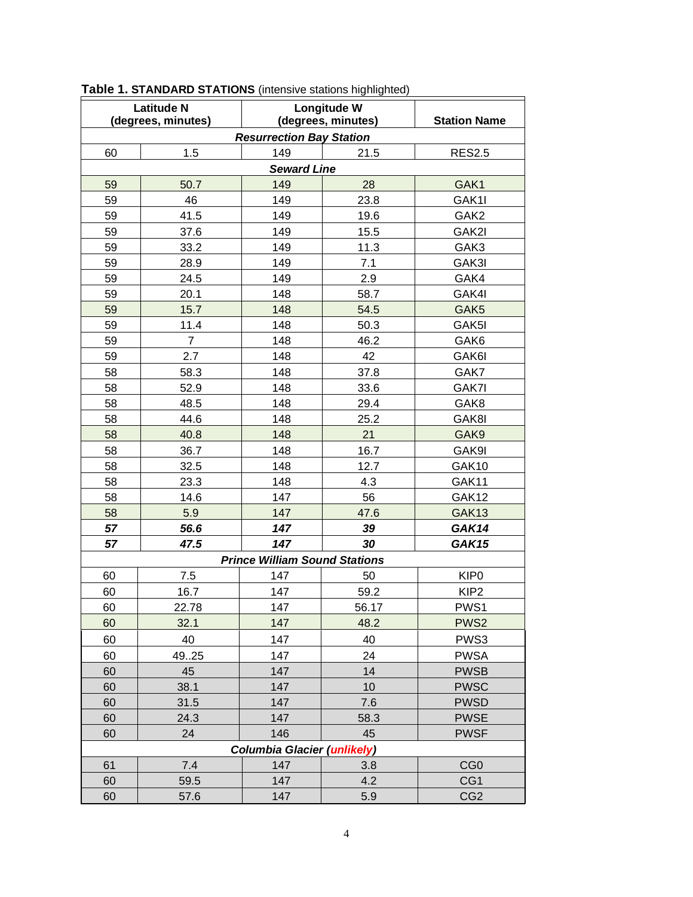**Table 1. STANDARD STATIONS** (intensive stations highlighted)

| Latitude N (degrees, minutes) | | Longitude W (degrees, minutes) | | Station Name |
|---|---|---|---|---|
| ***Resurrection Bay Station*** | | | | |
| 60 | 1.5 | 149 | 21.5 | RES2.5 |
| ***Seward Line*** | | | | |
| 59 | 50.7 | 149 | 28 | GAK1 |
| 59 | 46 | 149 | 23.8 | GAK1I |
| 59 | 41.5 | 149 | 19.6 | GAK2 |
| 59 | 37.6 | 149 | 15.5 | GAK2I |
| 59 | 33.2 | 149 | 11.3 | GAK3 |
| 59 | 28.9 | 149 | 7.1 | GAK3I |
| 59 | 24.5 | 149 | 2.9 | GAK4 |
| 59 | 20.1 | 148 | 58.7 | GAK4I |
| 59 | 15.7 | 148 | 54.5 | GAK5 |
| 59 | 11.4 | 148 | 50.3 | GAK5I |
| 59 | 7 | 148 | 46.2 | GAK6 |
| 59 | 2.7 | 148 | 42 | GAK6I |
| 58 | 58.3 | 148 | 37.8 | GAK7 |
| 58 | 52.9 | 148 | 33.6 | GAK7I |
| 58 | 48.5 | 148 | 29.4 | GAK8 |
| 58 | 44.6 | 148 | 25.2 | GAK8I |
| 58 | 40.8 | 148 | 21 | GAK9 |
| 58 | 36.7 | 148 | 16.7 | GAK9I |
| 58 | 32.5 | 148 | 12.7 | GAK10 |
| 58 | 23.3 | 148 | 4.3 | GAK11 |
| 58 | 14.6 | 147 | 56 | GAK12 |
| 58 | 5.9 | 147 | 47.6 | GAK13 |
| ***57*** | ***56.6*** | ***147*** | ***39*** | ***GAK14*** |
| ***57*** | ***47.5*** | ***147*** | ***30*** | ***GAK15*** |
| ***Prince William Sound Stations*** | | | | |
| 60 | 7.5 | 147 | 50 | KIP0 |
| 60 | 16.7 | 147 | 59.2 | KIP2 |
| 60 | 22.78 | 147 | 56.17 | PWS1 |
| 60 | 32.1 | 147 | 48.2 | PWS2 |
| 60 | 40 | 147 | 40 | PWS3 |
| 60 | 49..25 | 147 | 24 | PWSA |
| 60 | 45 | 147 | 14 | PWSB |
| 60 | 38.1 | 147 | 10 | PWSC |
| 60 | 31.5 | 147 | 7.6 | PWSD |
| 60 | 24.3 | 147 | 58.3 | PWSE |
| 60 | 24 | 146 | 45 | PWSF |
| ***Columbia Glacier (unlikely)*** | | | | |
| 61 | 7.4 | 147 | 3.8 | CG0 |
| 60 | 59.5 | 147 | 4.2 | CG1 |
| 60 | 57.6 | 147 | 5.9 | CG2 |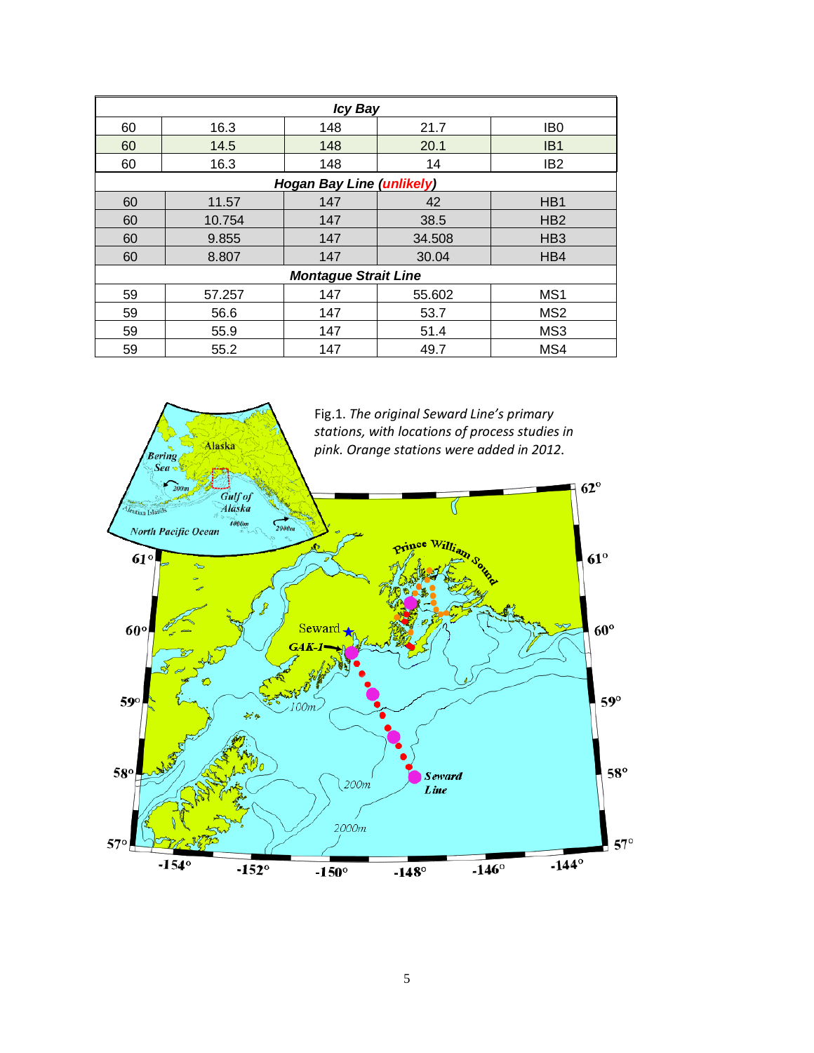| | | | | |
|---|---|---|---|---|
| ***Icy Bay*** | | | | |
| 60 | 16.3 | 148 | 21.7 | IB0 |
| 60 | 14.5 | 148 | 20.1 | IB1 |
| 60 | 16.3 | 148 | 14 | IB2 |
| ***Hogan Bay Line (unlikely)*** | | | | |
| 60 | 11.57 | 147 | 42 | HB1 |
| 60 | 10.754 | 147 | 38.5 | HB2 |
| 60 | 9.855 | 147 | 34.508 | HB3 |
| 60 | 8.807 | 147 | 30.04 | HB4 |
| ***Montague Strait Line*** | | | | |
| 59 | 57.257 | 147 | 55.602 | MS1 |
| 59 | 56.6 | 147 | 53.7 | MS2 |
| 59 | 55.9 | 147 | 51.4 | MS3 |
| 59 | 55.2 | 147 | 49.7 | MS4 |

Fig.1. *The original Seward Line's primary stations, with locations of process studies in pink. Orange stations were added in 2012.*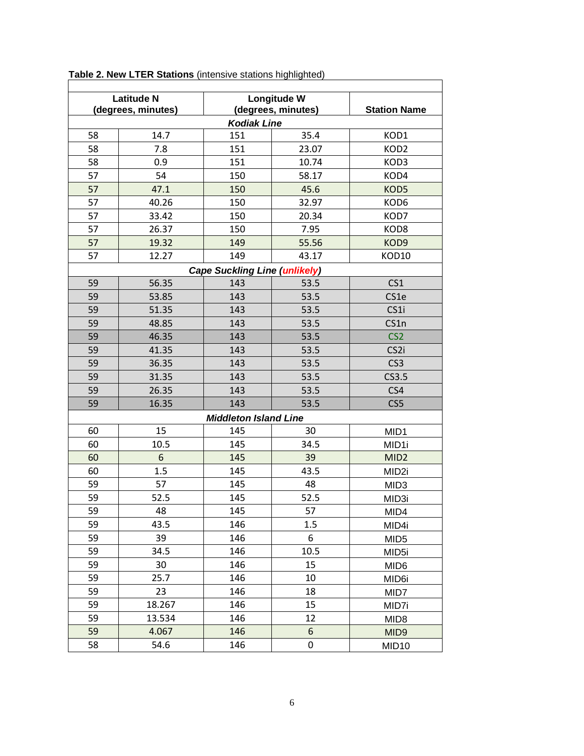**Table 2. New LTER Stations** (intensive stations highlighted)

| Latitude N (degrees, minutes) | | Longitude W (degrees, minutes) | | Station Name |
|---|---|---|---|---|
| ***Kodiak Line*** | | | | |
| 58 | 14.7 | 151 | 35.4 | KOD1 |
| 58 | 7.8 | 151 | 23.07 | KOD2 |
| 58 | 0.9 | 151 | 10.74 | KOD3 |
| 57 | 54 | 150 | 58.17 | KOD4 |
| 57 | 47.1 | 150 | 45.6 | KOD5 |
| 57 | 40.26 | 150 | 32.97 | KOD6 |
| 57 | 33.42 | 150 | 20.34 | KOD7 |
| 57 | 26.37 | 150 | 7.95 | KOD8 |
| 57 | 19.32 | 149 | 55.56 | KOD9 |
| 57 | 12.27 | 149 | 43.17 | KOD10 |
| ***Cape Suckling Line (unlikely)*** | | | | |
| 59 | 56.35 | 143 | 53.5 | CS1 |
| 59 | 53.85 | 143 | 53.5 | CS1e |
| 59 | 51.35 | 143 | 53.5 | CS1i |
| 59 | 48.85 | 143 | 53.5 | CS1n |
| 59 | 46.35 | 143 | 53.5 | CS2 |
| 59 | 41.35 | 143 | 53.5 | CS2i |
| 59 | 36.35 | 143 | 53.5 | CS3 |
| 59 | 31.35 | 143 | 53.5 | CS3.5 |
| 59 | 26.35 | 143 | 53.5 | CS4 |
| 59 | 16.35 | 143 | 53.5 | CS5 |
| ***Middleton Island Line*** | | | | |
| 60 | 15 | 145 | 30 | MID1 |
| 60 | 10.5 | 145 | 34.5 | MID1i |
| 60 | 6 | 145 | 39 | MID2 |
| 60 | 1.5 | 145 | 43.5 | MID2i |
| 59 | 57 | 145 | 48 | MID3 |
| 59 | 52.5 | 145 | 52.5 | MID3i |
| 59 | 48 | 145 | 57 | MID4 |
| 59 | 43.5 | 146 | 1.5 | MID4i |
| 59 | 39 | 146 | 6 | MID5 |
| 59 | 34.5 | 146 | 10.5 | MID5i |
| 59 | 30 | 146 | 15 | MID6 |
| 59 | 25.7 | 146 | 10 | MID6i |
| 59 | 23 | 146 | 18 | MID7 |
| 59 | 18.267 | 146 | 15 | MID7i |
| 59 | 13.534 | 146 | 12 | MID8 |
| 59 | 4.067 | 146 | 6 | MID9 |
| 58 | 54.6 | 146 | 0 | MID10 |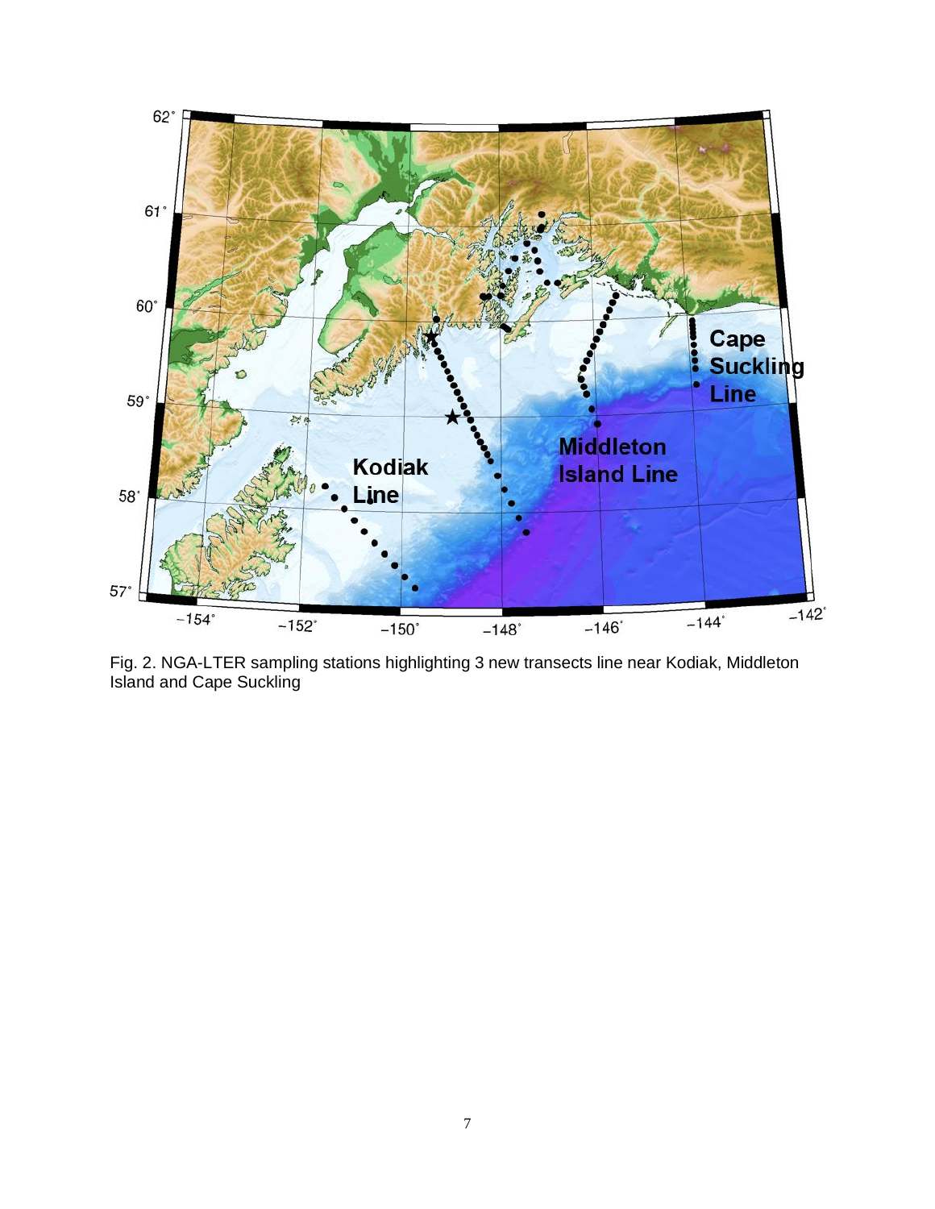62°

61°

60°

59°

58°

57°

−154°

−152°

−150°

−148°

−146°

−144°

−142°

Cape Suckling Line

Middleton Island Line

Kodiak Line

Fig. 2. NGA-LTER sampling stations highlighting 3 new transects line near Kodiak, Middleton Island and Cape Suckling